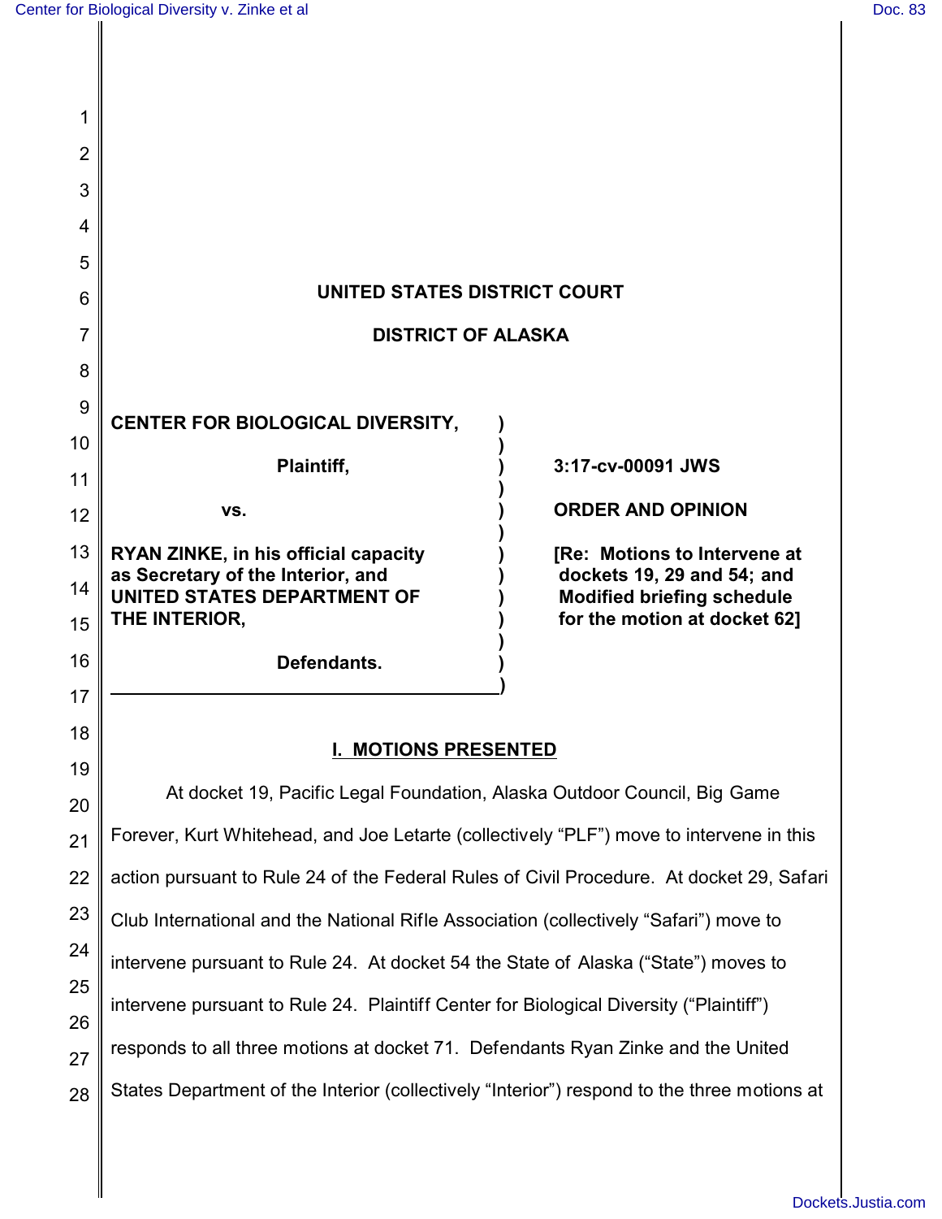# UNITED STATES DISTRICT COURT

# DISTRICT OF ALASKA

**CENTER FOR BIOLOGICAL DIVERSITY,**

**Plaintiff,**

**vs.**

**RYAN ZINKE, in his official capacity as Secretary of the Interior, and UNITED STATES DEPARTMENT OF THE INTERIOR,**

**Defendants.**

**3:17-cv-00091 JWS**

**ORDER AND OPINION**

**[Re: Motions to Intervene at dockets 19, 29 and 54; and Modified briefing schedule for the motion at docket 62]**

## I. MOTIONS PRESENTED

At docket 19, Pacific Legal Foundation, Alaska Outdoor Council, Big Game Forever, Kurt Whitehead, and Joe Letarte (collectively "PLF") move to intervene in this action pursuant to Rule 24 of the Federal Rules of Civil Procedure. At docket 29, Safari Club International and the National Rifle Association (collectively "Safari") move to intervene pursuant to Rule 24. At docket 54 the State of Alaska ("State") moves to intervene pursuant to Rule 24. Plaintiff Center for Biological Diversity ("Plaintiff") responds to all three motions at docket 71. Defendants Ryan Zinke and the United States Department of the Interior (collectively "Interior") respond to the three motions at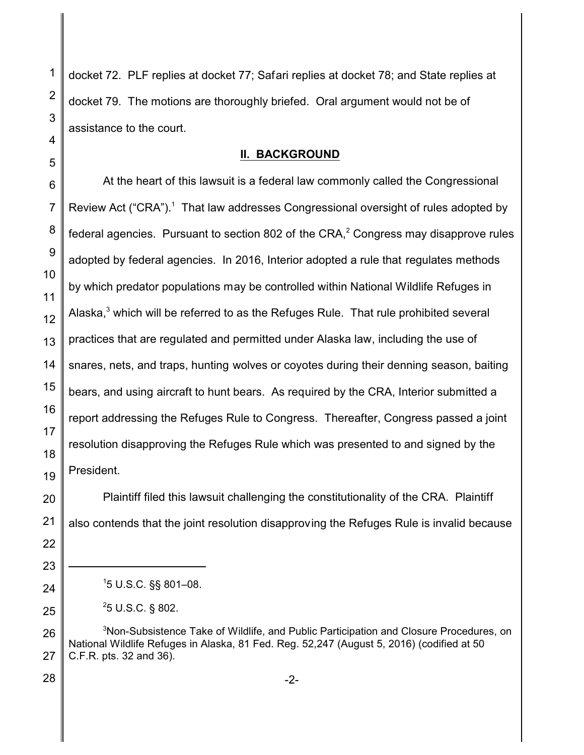docket 72. PLF replies at docket 77; Safari replies at docket 78; and State replies at docket 79. The motions are thoroughly briefed. Oral argument would not be of assistance to the court.

## II. BACKGROUND

At the heart of this lawsuit is a federal law commonly called the Congressional Review Act ("CRA").[1] That law addresses Congressional oversight of rules adopted by federal agencies. Pursuant to section 802 of the CRA,[2] Congress may disapprove rules adopted by federal agencies. In 2016, Interior adopted a rule that regulates methods by which predator populations may be controlled within National Wildlife Refuges in Alaska,[3] which will be referred to as the Refuges Rule. That rule prohibited several practices that are regulated and permitted under Alaska law, including the use of snares, nets, and traps, hunting wolves or coyotes during their denning season, baiting bears, and using aircraft to hunt bears. As required by the CRA, Interior submitted a report addressing the Refuges Rule to Congress. Thereafter, Congress passed a joint resolution disapproving the Refuges Rule which was presented to and signed by the President.

Plaintiff filed this lawsuit challenging the constitutionality of the CRA. Plaintiff also contends that the joint resolution disapproving the Refuges Rule is invalid because

---

[1] 5 U.S.C. §§ 801–08.

[2] 5 U.S.C. § 802.

[3] Non-Subsistence Take of Wildlife, and Public Participation and Closure Procedures, on National Wildlife Refuges in Alaska, 81 Fed. Reg. 52,247 (August 5, 2016) (codified at 50 C.F.R. pts. 32 and 36).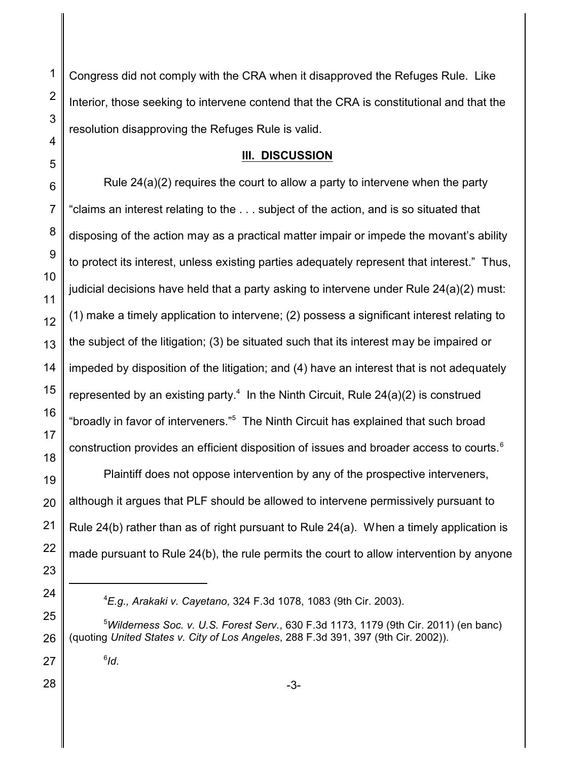Congress did not comply with the CRA when it disapproved the Refuges Rule. Like Interior, those seeking to intervene contend that the CRA is constitutional and that the resolution disapproving the Refuges Rule is valid.

## III. DISCUSSION

Rule 24(a)(2) requires the court to allow a party to intervene when the party "claims an interest relating to the . . . subject of the action, and is so situated that disposing of the action may as a practical matter impair or impede the movant's ability to protect its interest, unless existing parties adequately represent that interest." Thus, judicial decisions have held that a party asking to intervene under Rule 24(a)(2) must: (1) make a timely application to intervene; (2) possess a significant interest relating to the subject of the litigation; (3) be situated such that its interest may be impaired or impeded by disposition of the litigation; and (4) have an interest that is not adequately represented by an existing party.[4] In the Ninth Circuit, Rule 24(a)(2) is construed "broadly in favor of interveners."[5] The Ninth Circuit has explained that such broad construction provides an efficient disposition of issues and broader access to courts.[6]

Plaintiff does not oppose intervention by any of the prospective interveners, although it argues that PLF should be allowed to intervene permissively pursuant to Rule 24(b) rather than as of right pursuant to Rule 24(a). When a timely application is made pursuant to Rule 24(b), the rule permits the court to allow intervention by anyone

---

[4] *E.g., Arakaki v. Cayetano*, 324 F.3d 1078, 1083 (9th Cir. 2003).

[5] *Wilderness Soc. v. U.S. Forest Serv.*, 630 F.3d 1173, 1179 (9th Cir. 2011) (en banc) (quoting *United States v. City of Los Angeles*, 288 F.3d 391, 397 (9th Cir. 2002)).

[6] *Id*.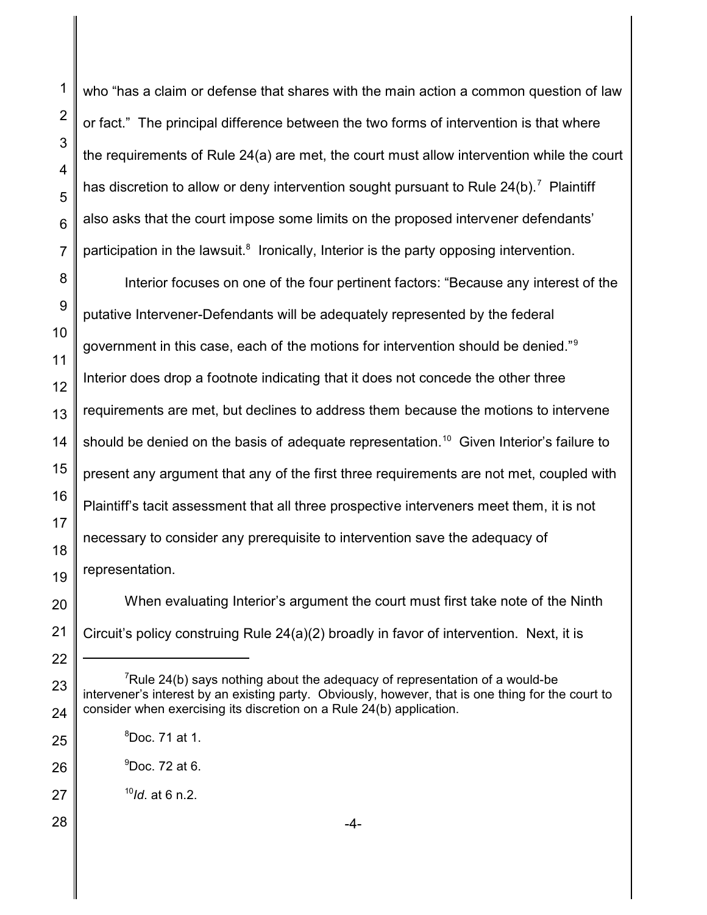who "has a claim or defense that shares with the main action a common question of law or fact." The principal difference between the two forms of intervention is that where the requirements of Rule 24(a) are met, the court must allow intervention while the court has discretion to allow or deny intervention sought pursuant to Rule 24(b).[7] Plaintiff also asks that the court impose some limits on the proposed intervener defendants' participation in the lawsuit.[8] Ironically, Interior is the party opposing intervention.

Interior focuses on one of the four pertinent factors: "Because any interest of the putative Intervener-Defendants will be adequately represented by the federal government in this case, each of the motions for intervention should be denied."[9] Interior does drop a footnote indicating that it does not concede the other three requirements are met, but declines to address them because the motions to intervene should be denied on the basis of adequate representation.[10] Given Interior's failure to present any argument that any of the first three requirements are not met, coupled with Plaintiff's tacit assessment that all three prospective interveners meet them, it is not necessary to consider any prerequisite to intervention save the adequacy of representation.

When evaluating Interior's argument the court must first take note of the Ninth Circuit's policy construing Rule 24(a)(2) broadly in favor of intervention. Next, it is

---

[7] Rule 24(b) says nothing about the adequacy of representation of a would-be intervener's interest by an existing party. Obviously, however, that is one thing for the court to consider when exercising its discretion on a Rule 24(b) application.

[8] Doc. 71 at 1.

[9] Doc. 72 at 6.

[10] *Id.* at 6 n.2.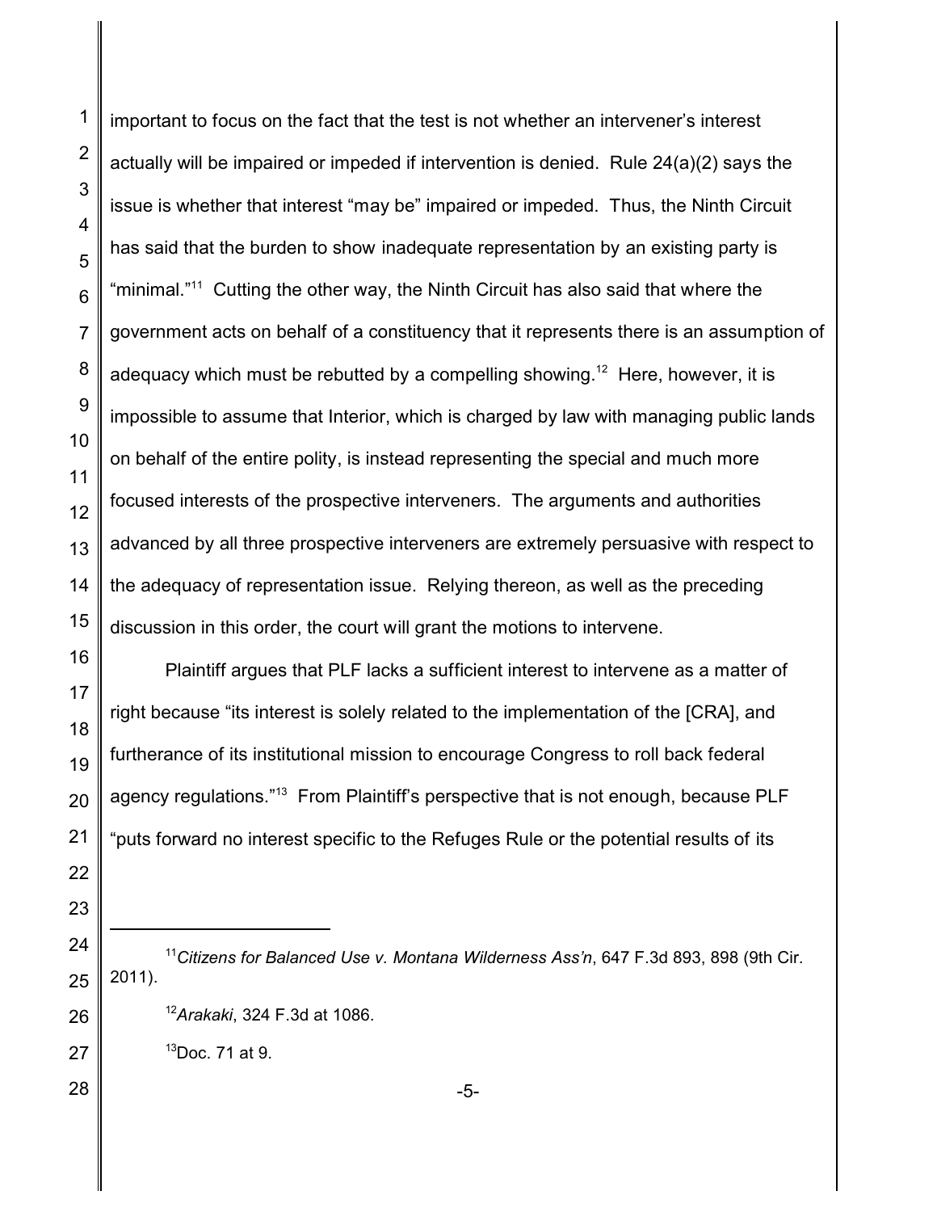important to focus on the fact that the test is not whether an intervener's interest actually will be impaired or impeded if intervention is denied. Rule 24(a)(2) says the issue is whether that interest "may be" impaired or impeded. Thus, the Ninth Circuit has said that the burden to show inadequate representation by an existing party is "minimal."[11] Cutting the other way, the Ninth Circuit has also said that where the government acts on behalf of a constituency that it represents there is an assumption of adequacy which must be rebutted by a compelling showing.[12] Here, however, it is impossible to assume that Interior, which is charged by law with managing public lands on behalf of the entire polity, is instead representing the special and much more focused interests of the prospective interveners. The arguments and authorities advanced by all three prospective interveners are extremely persuasive with respect to the adequacy of representation issue. Relying thereon, as well as the preceding discussion in this order, the court will grant the motions to intervene.

Plaintiff argues that PLF lacks a sufficient interest to intervene as a matter of right because "its interest is solely related to the implementation of the [CRA], and furtherance of its institutional mission to encourage Congress to roll back federal agency regulations."[13] From Plaintiff's perspective that is not enough, because PLF "puts forward no interest specific to the Refuges Rule or the potential results of its

---

[11] *Citizens for Balanced Use v. Montana Wilderness Ass'n*, 647 F.3d 893, 898 (9th Cir. 2011).

[12] *Arakaki*, 324 F.3d at 1086.

[13] Doc. 71 at 9.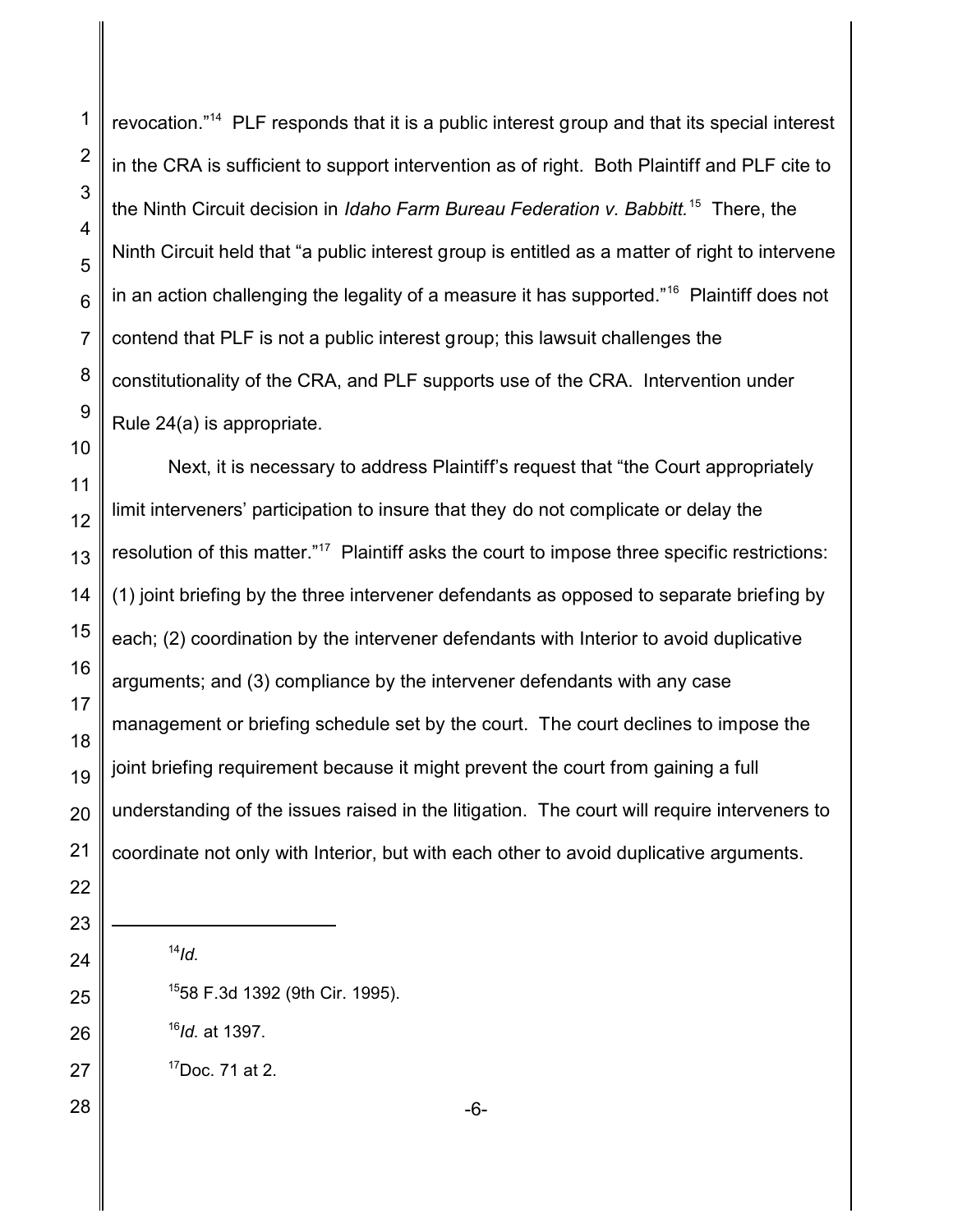revocation."[14] PLF responds that it is a public interest group and that its special interest in the CRA is sufficient to support intervention as of right. Both Plaintiff and PLF cite to the Ninth Circuit decision in *Idaho Farm Bureau Federation v. Babbitt.*[15] There, the Ninth Circuit held that "a public interest group is entitled as a matter of right to intervene in an action challenging the legality of a measure it has supported."[16] Plaintiff does not contend that PLF is not a public interest group; this lawsuit challenges the constitutionality of the CRA, and PLF supports use of the CRA. Intervention under Rule 24(a) is appropriate.

Next, it is necessary to address Plaintiff's request that "the Court appropriately limit interveners' participation to insure that they do not complicate or delay the resolution of this matter."[17] Plaintiff asks the court to impose three specific restrictions: (1) joint briefing by the three intervener defendants as opposed to separate briefing by each; (2) coordination by the intervener defendants with Interior to avoid duplicative arguments; and (3) compliance by the intervener defendants with any case management or briefing schedule set by the court. The court declines to impose the joint briefing requirement because it might prevent the court from gaining a full understanding of the issues raised in the litigation. The court will require interveners to coordinate not only with Interior, but with each other to avoid duplicative arguments.

---

[14] *Id.*

[15] 58 F.3d 1392 (9th Cir. 1995).

[16] *Id.* at 1397.

[17] Doc. 71 at 2.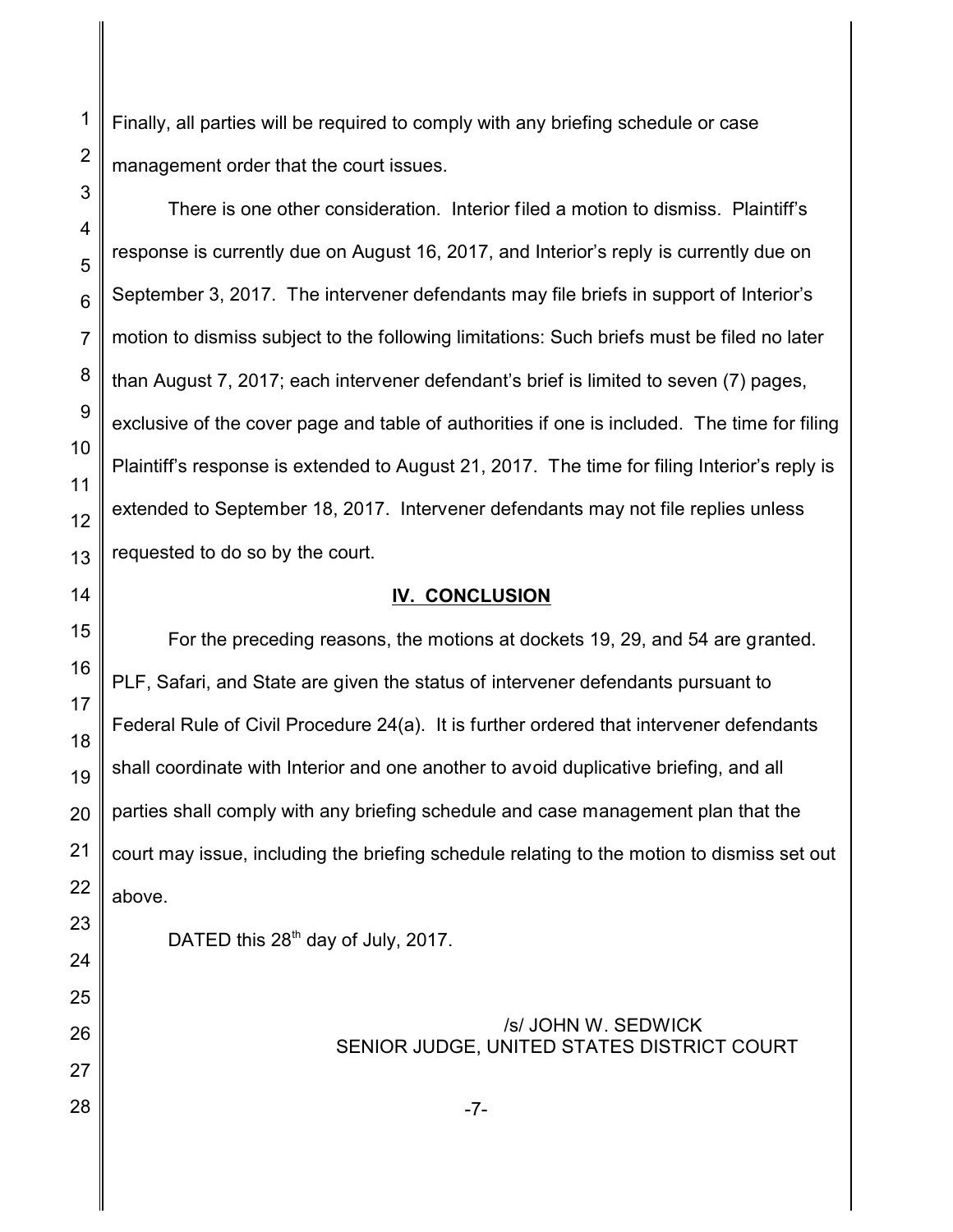Finally, all parties will be required to comply with any briefing schedule or case management order that the court issues.

There is one other consideration. Interior filed a motion to dismiss. Plaintiff's response is currently due on August 16, 2017, and Interior's reply is currently due on September 3, 2017. The intervener defendants may file briefs in support of Interior's motion to dismiss subject to the following limitations: Such briefs must be filed no later than August 7, 2017; each intervener defendant's brief is limited to seven (7) pages, exclusive of the cover page and table of authorities if one is included. The time for filing Plaintiff's response is extended to August 21, 2017. The time for filing Interior's reply is extended to September 18, 2017. Intervener defendants may not file replies unless requested to do so by the court.

## IV. CONCLUSION

For the preceding reasons, the motions at dockets 19, 29, and 54 are granted. PLF, Safari, and State are given the status of intervener defendants pursuant to Federal Rule of Civil Procedure 24(a). It is further ordered that intervener defendants shall coordinate with Interior and one another to avoid duplicative briefing, and all parties shall comply with any briefing schedule and case management plan that the court may issue, including the briefing schedule relating to the motion to dismiss set out above.

DATED this 28th day of July, 2017.

/s/ JOHN W. SEDWICK
SENIOR JUDGE, UNITED STATES DISTRICT COURT